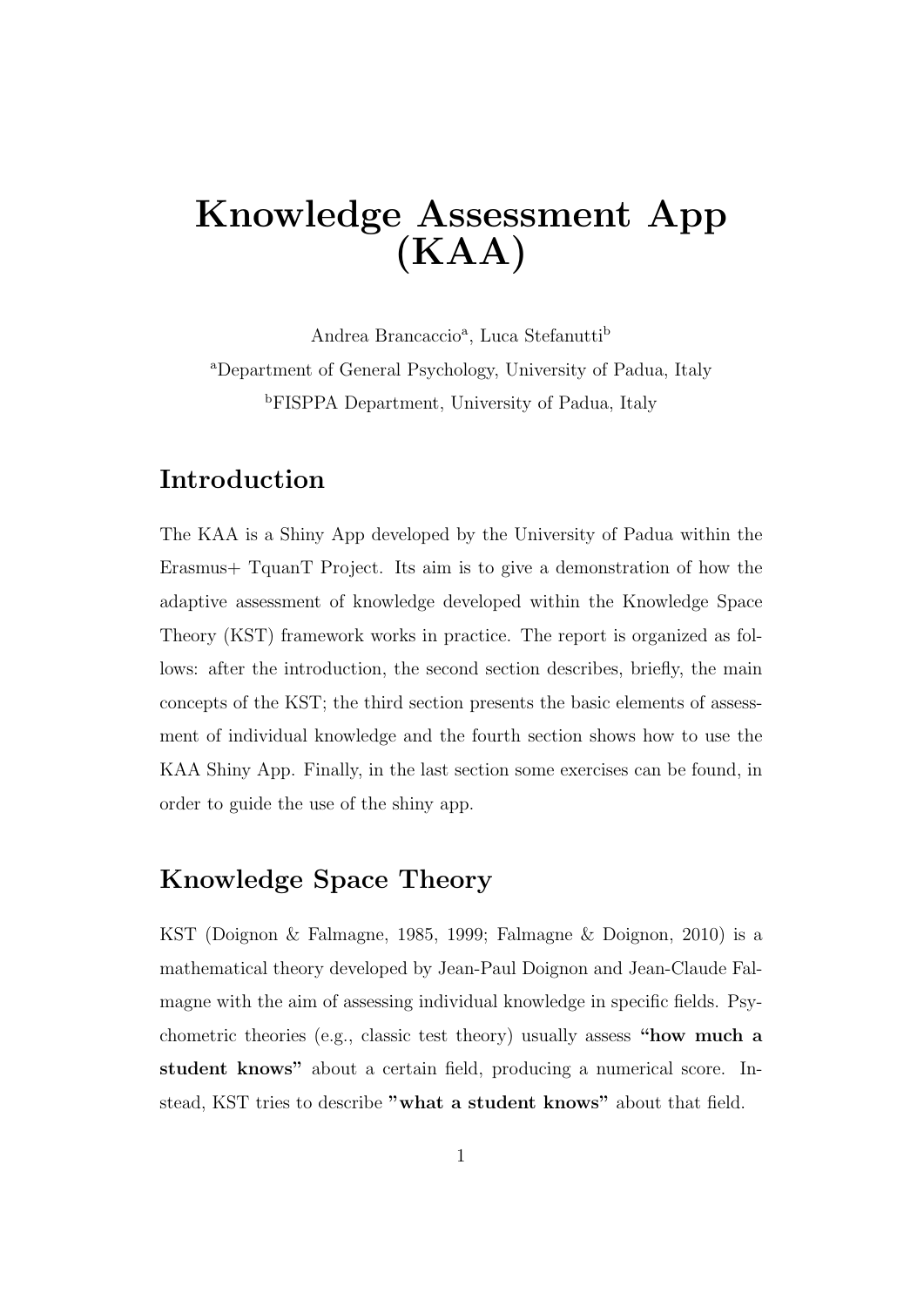# Knowledge Assessment App (KAA)

Andrea Brancaccio[a], Luca Stefanutti[b]

[a]Department of General Psychology, University of Padua, Italy

[b]FISPPA Department, University of Padua, Italy

## Introduction

The KAA is a Shiny App developed by the University of Padua within the Erasmus+ TquanT Project. Its aim is to give a demonstration of how the adaptive assessment of knowledge developed within the Knowledge Space Theory (KST) framework works in practice. The report is organized as follows: after the introduction, the second section describes, briefly, the main concepts of the KST; the third section presents the basic elements of assessment of individual knowledge and the fourth section shows how to use the KAA Shiny App. Finally, in the last section some exercises can be found, in order to guide the use of the shiny app.

## Knowledge Space Theory

KST (Doignon & Falmagne, 1985, 1999; Falmagne & Doignon, 2010) is a mathematical theory developed by Jean-Paul Doignon and Jean-Claude Falmagne with the aim of assessing individual knowledge in specific fields. Psychometric theories (e.g., classic test theory) usually assess **"how much a student knows"** about a certain field, producing a numerical score. Instead, KST tries to describe **"what a student knows"** about that field.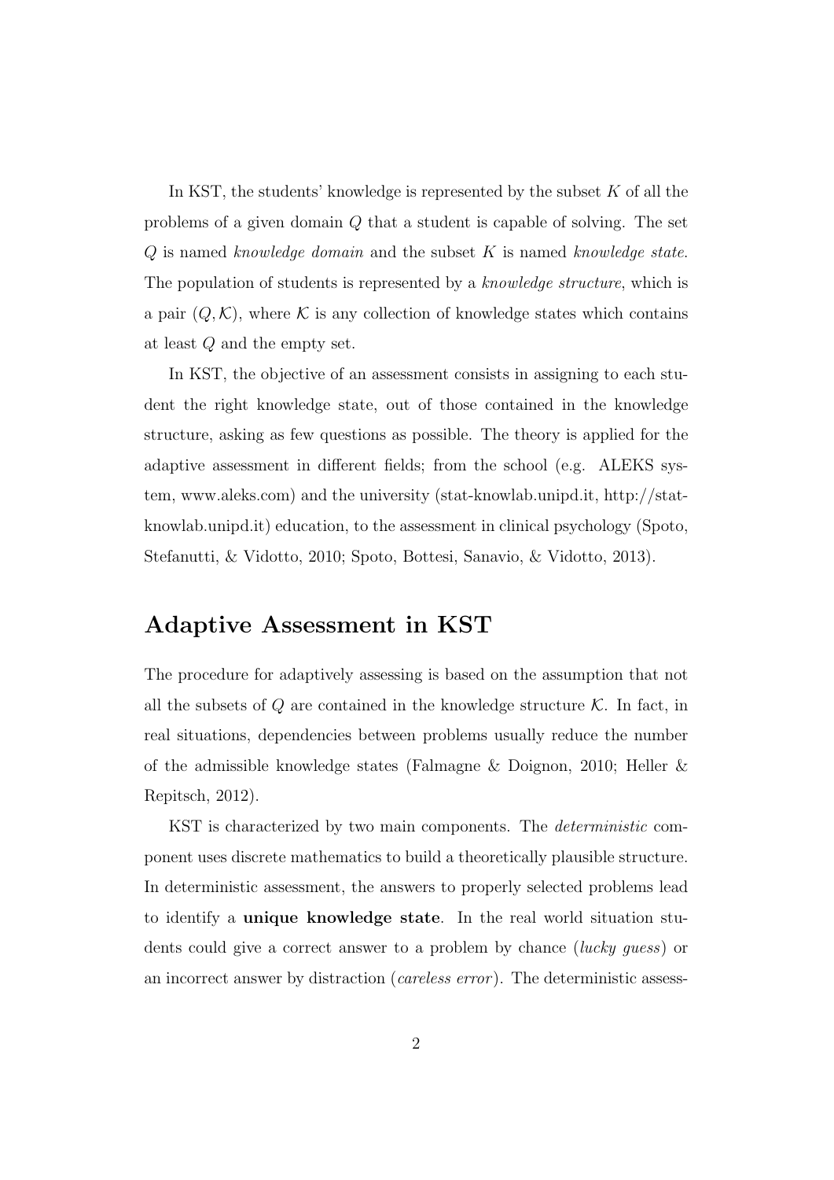In KST, the students' knowledge is represented by the subset $K$ of all the problems of a given domain $Q$ that a student is capable of solving. The set $Q$ is named *knowledge domain* and the subset $K$ is named *knowledge state*. The population of students is represented by a *knowledge structure*, which is a pair $(Q, \mathcal{K})$, where $\mathcal{K}$ is any collection of knowledge states which contains at least $Q$ and the empty set.

In KST, the objective of an assessment consists in assigning to each student the right knowledge state, out of those contained in the knowledge structure, asking as few questions as possible. The theory is applied for the adaptive assessment in different fields; from the school (e.g. ALEKS system, www.aleks.com) and the university (stat-knowlab.unipd.it, http://stat-knowlab.unipd.it) education, to the assessment in clinical psychology (Spoto, Stefanutti, & Vidotto, 2010; Spoto, Bottesi, Sanavio, & Vidotto, 2013).

## Adaptive Assessment in KST

The procedure for adaptively assessing is based on the assumption that not all the subsets of $Q$ are contained in the knowledge structure $\mathcal{K}$. In fact, in real situations, dependencies between problems usually reduce the number of the admissible knowledge states (Falmagne & Doignon, 2010; Heller & Repitsch, 2012).

KST is characterized by two main components. The *deterministic* component uses discrete mathematics to build a theoretically plausible structure. In deterministic assessment, the answers to properly selected problems lead to identify a **unique knowledge state**. In the real world situation students could give a correct answer to a problem by chance (*lucky guess*) or an incorrect answer by distraction (*careless error*). The deterministic assess-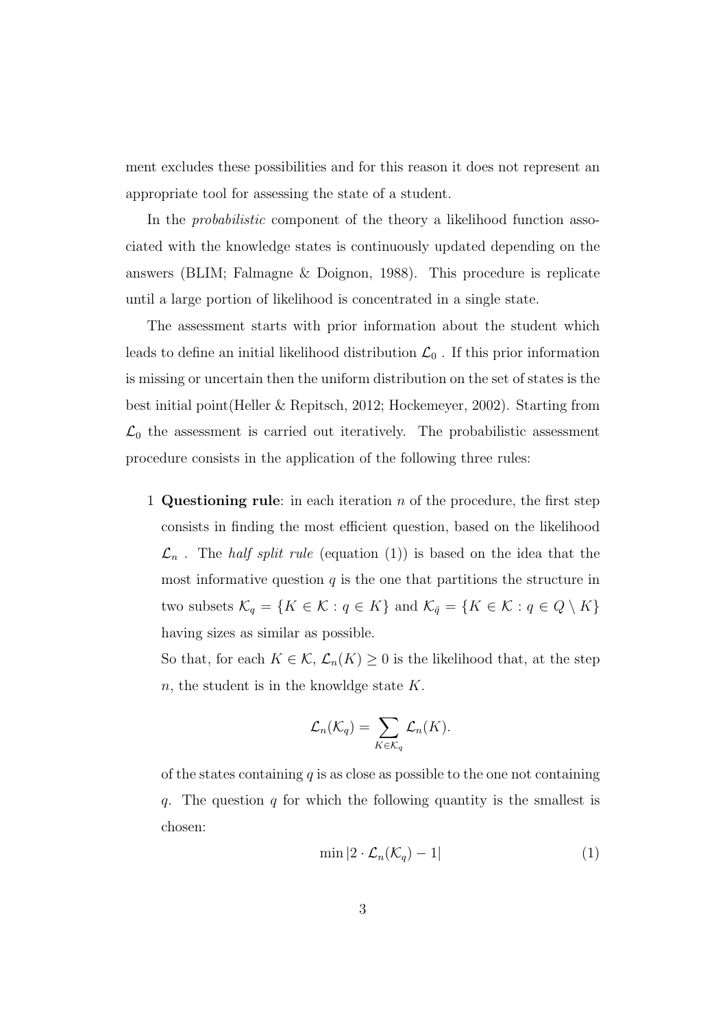ment excludes these possibilities and for this reason it does not represent an appropriate tool for assessing the state of a student.

In the *probabilistic* component of the theory a likelihood function associated with the knowledge states is continuously updated depending on the answers (BLIM; Falmagne & Doignon, 1988). This procedure is replicate until a large portion of likelihood is concentrated in a single state.

The assessment starts with prior information about the student which leads to define an initial likelihood distribution $\mathcal{L}_0$ . If this prior information is missing or uncertain then the uniform distribution on the set of states is the best initial point(Heller & Repitsch, 2012; Hockemeyer, 2002). Starting from $\mathcal{L}_0$ the assessment is carried out iteratively. The probabilistic assessment procedure consists in the application of the following three rules:

1 **Questioning rule**: in each iteration $n$ of the procedure, the first step consists in finding the most efficient question, based on the likelihood $\mathcal{L}_n$ . The *half split rule* (equation (1)) is based on the idea that the most informative question $q$ is the one that partitions the structure in two subsets $\mathcal{K}_q = \{K \in \mathcal{K} : q \in K\}$ and $\mathcal{K}_{\bar{q}} = \{K \in \mathcal{K} : q \in Q \setminus K\}$ having sizes as similar as possible.

So that, for each $K \in \mathcal{K}$, $\mathcal{L}_n(K) \geq 0$ is the likelihood that, at the step $n$, the student is in the knowldge state $K$.

$$\mathcal{L}_n(\mathcal{K}_q) = \sum_{K \in \mathcal{K}_q} \mathcal{L}_n(K).$$

of the states containing $q$ is as close as possible to the one not containing $q$. The question $q$ for which the following quantity is the smallest is chosen:

$$\min |2 \cdot \mathcal{L}_n(\mathcal{K}_q) - 1| \tag{1}$$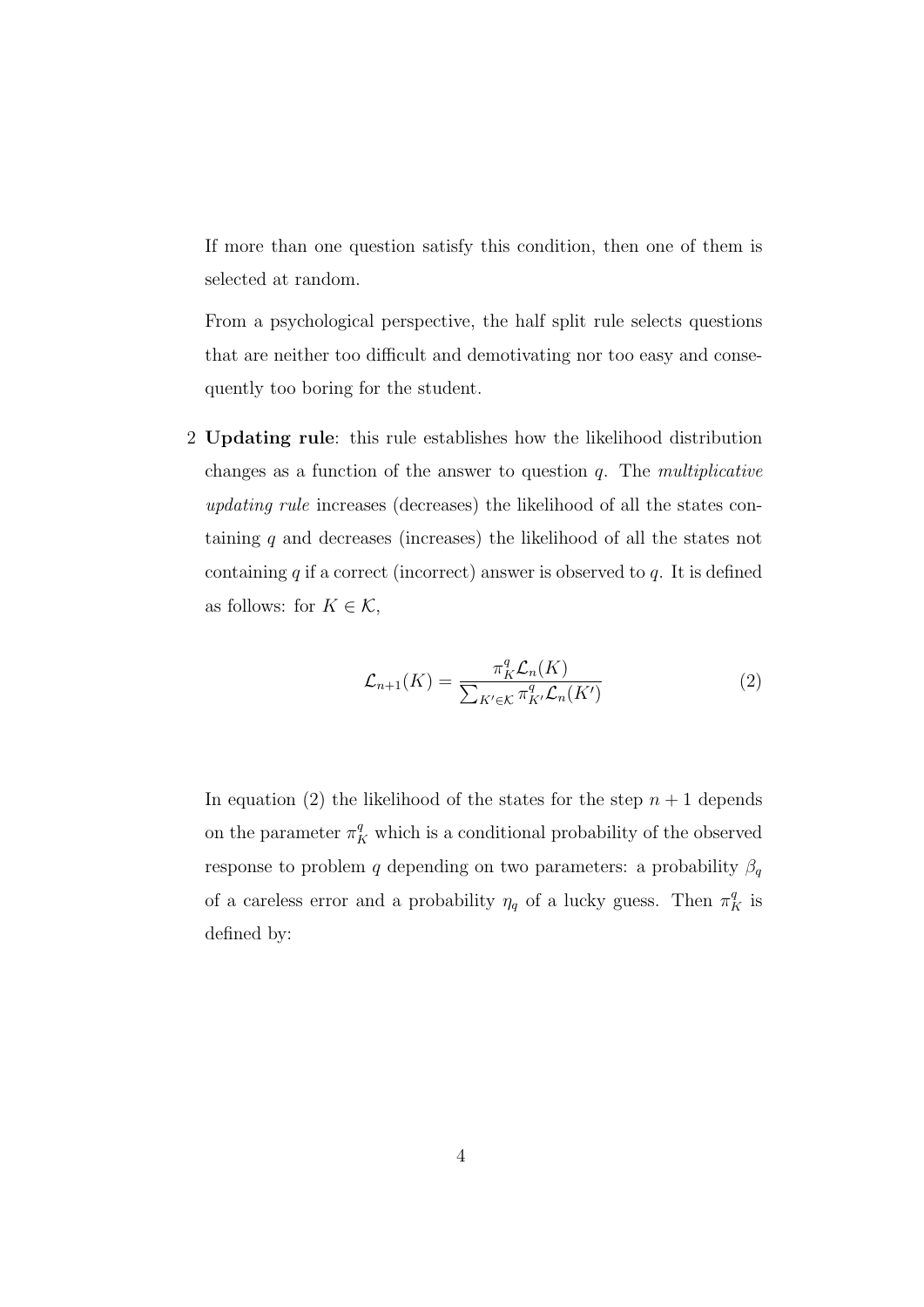If more than one question satisfy this condition, then one of them is selected at random.

From a psychological perspective, the half split rule selects questions that are neither too difficult and demotivating nor too easy and consequently too boring for the student.

2 **Updating rule**: this rule establishes how the likelihood distribution changes as a function of the answer to question $q$. The *multiplicative updating rule* increases (decreases) the likelihood of all the states containing $q$ and decreases (increases) the likelihood of all the states not containing $q$ if a correct (incorrect) answer is observed to $q$. It is defined as follows: for $K \in \mathcal{K}$,

$$\mathcal{L}_{n+1}(K) = \frac{\pi_K^q \mathcal{L}_n(K)}{\sum_{K' \in \mathcal{K}} \pi_{K'}^q \mathcal{L}_n(K')} \tag{2}$$

In equation (2) the likelihood of the states for the step $n+1$ depends on the parameter $\pi_K^q$ which is a conditional probability of the observed response to problem $q$ depending on two parameters: a probability $\beta_q$ of a careless error and a probability $\eta_q$ of a lucky guess. Then $\pi_K^q$ is defined by: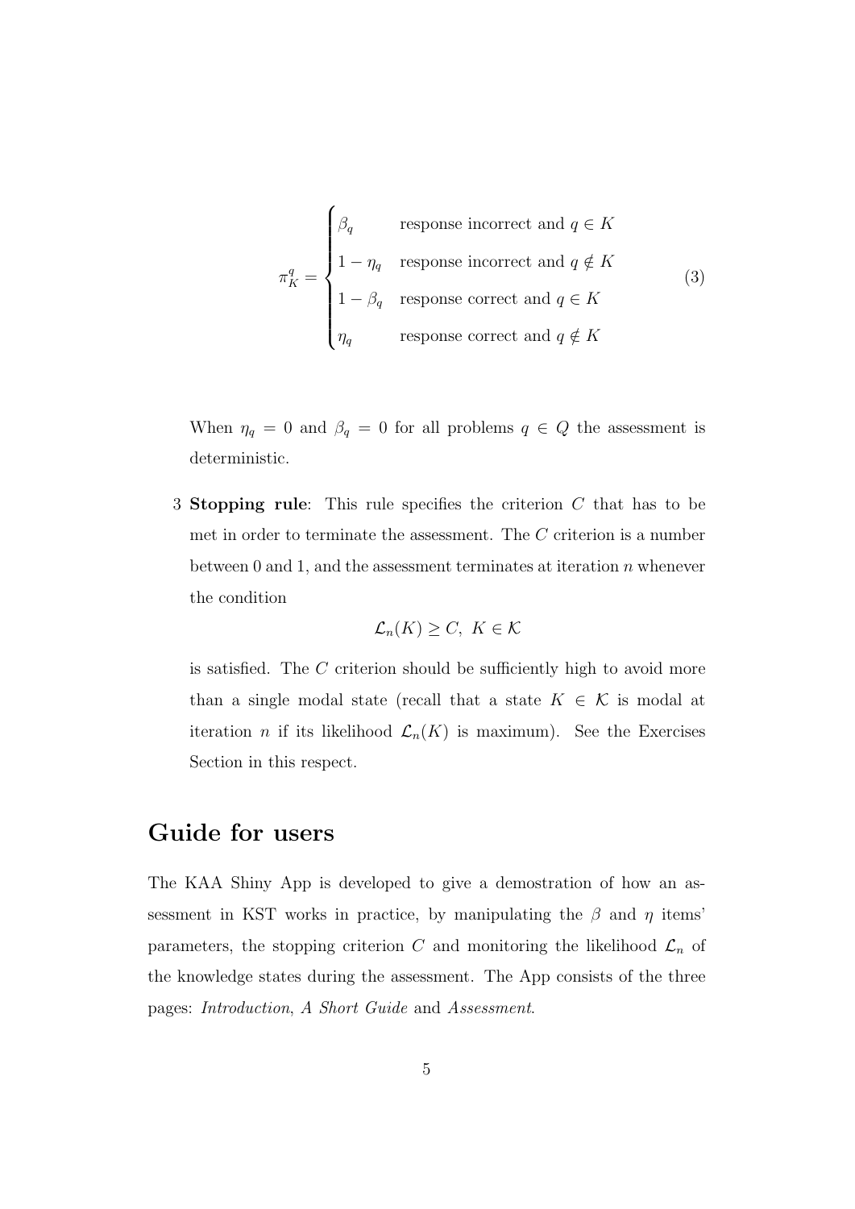$$\pi_K^q = \begin{cases} \beta_q & \text{response incorrect and } q \in K \\ 1-\eta_q & \text{response incorrect and } q \notin K \\ 1-\beta_q & \text{response correct and } q \in K \\ \eta_q & \text{response correct and } q \notin K \end{cases} \tag{3}$$

When $\eta_q = 0$ and $\beta_q = 0$ for all problems $q \in Q$ the assessment is deterministic.

3 **Stopping rule**: This rule specifies the criterion $C$ that has to be met in order to terminate the assessment. The $C$ criterion is a number between 0 and 1, and the assessment terminates at iteration $n$ whenever the condition

$$\mathcal{L}_n(K) \geq C, \; K \in \mathcal{K}$$

is satisfied. The $C$ criterion should be sufficiently high to avoid more than a single modal state (recall that a state $K \in \mathcal{K}$ is modal at iteration $n$ if its likelihood $\mathcal{L}_n(K)$ is maximum). See the Exercises Section in this respect.

## Guide for users

The KAA Shiny App is developed to give a demostration of how an assessment in KST works in practice, by manipulating the $\beta$ and $\eta$ items' parameters, the stopping criterion $C$ and monitoring the likelihood $\mathcal{L}_n$ of the knowledge states during the assessment. The App consists of the three pages: *Introduction*, *A Short Guide* and *Assessment*.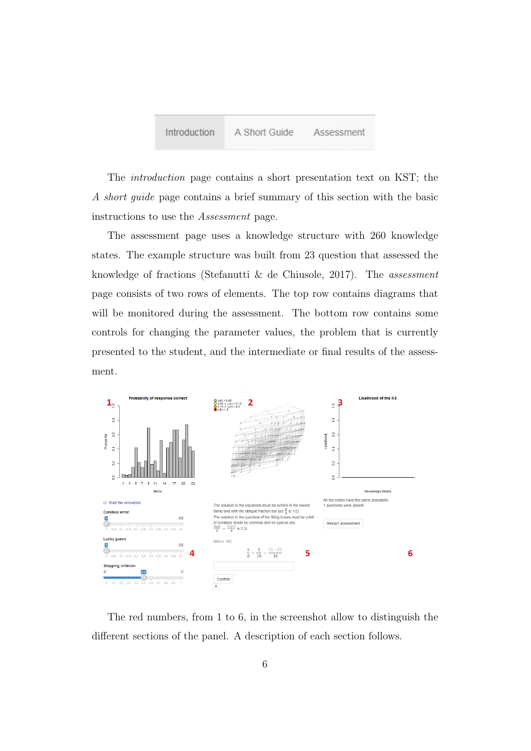Introduction | A Short Guide | Assessment

The *introduction* page contains a short presentation text on KST; the *A short guide* page contains a brief summary of this section with the basic instructions to use the *Assessment* page.

The assessment page uses a knowledge structure with 260 knowledge states. The example structure was built from 23 question that assessed the knowledge of fractions (Stefanutti & de Chiusole, 2017). The *assessment* page consists of two rows of elements. The top row contains diagrams that will be monitored during the assessment. The bottom row contains some controls for changing the parameter values, the problem that is currently presented to the student, and the intermediate or final results of the assessment.

The red numbers, from 1 to 6, in the screenshot allow to distinguish the different sections of the panel. A description of each section follows.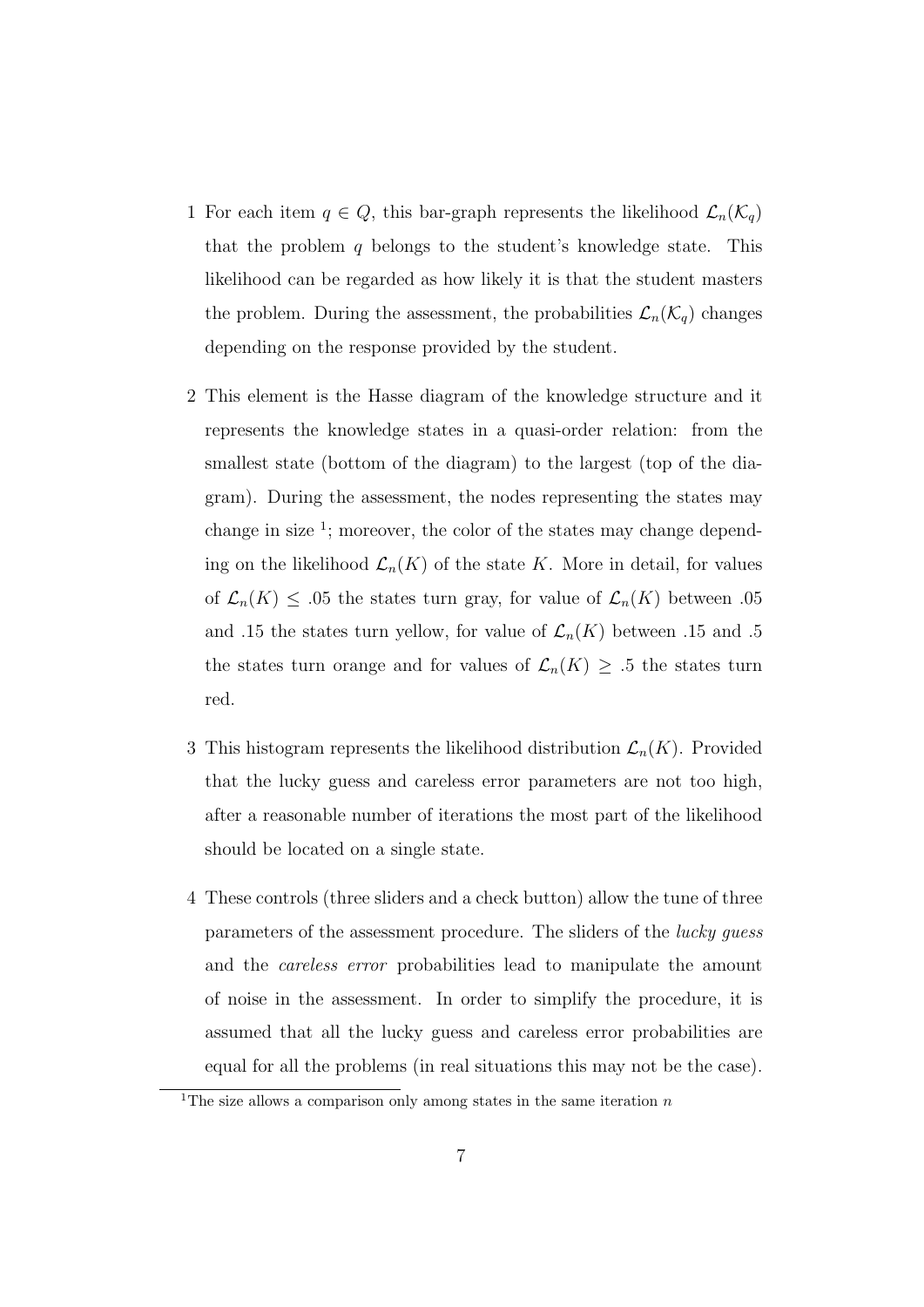1. For each item $q \in Q$, this bar-graph represents the likelihood $\mathcal{L}_n(\mathcal{K}_q)$ that the problem $q$ belongs to the student's knowledge state. This likelihood can be regarded as how likely it is that the student masters the problem. During the assessment, the probabilities $\mathcal{L}_n(\mathcal{K}_q)$ changes depending on the response provided by the student.

2. This element is the Hasse diagram of the knowledge structure and it represents the knowledge states in a quasi-order relation: from the smallest state (bottom of the diagram) to the largest (top of the diagram). During the assessment, the nodes representing the states may change in size [1]; moreover, the color of the states may change depending on the likelihood $\mathcal{L}_n(K)$ of the state $K$. More in detail, for values of $\mathcal{L}_n(K) \leq .05$ the states turn gray, for value of $\mathcal{L}_n(K)$ between .05 and .15 the states turn yellow, for value of $\mathcal{L}_n(K)$ between .15 and .5 the states turn orange and for values of $\mathcal{L}_n(K) \geq .5$ the states turn red.

3. This histogram represents the likelihood distribution $\mathcal{L}_n(K)$. Provided that the lucky guess and careless error parameters are not too high, after a reasonable number of iterations the most part of the likelihood should be located on a single state.

4. These controls (three sliders and a check button) allow the tune of three parameters of the assessment procedure. The sliders of the *lucky guess* and the *careless error* probabilities lead to manipulate the amount of noise in the assessment. In order to simplify the procedure, it is assumed that all the lucky guess and careless error probabilities are equal for all the problems (in real situations this may not be the case).

[1] The size allows a comparison only among states in the same iteration $n$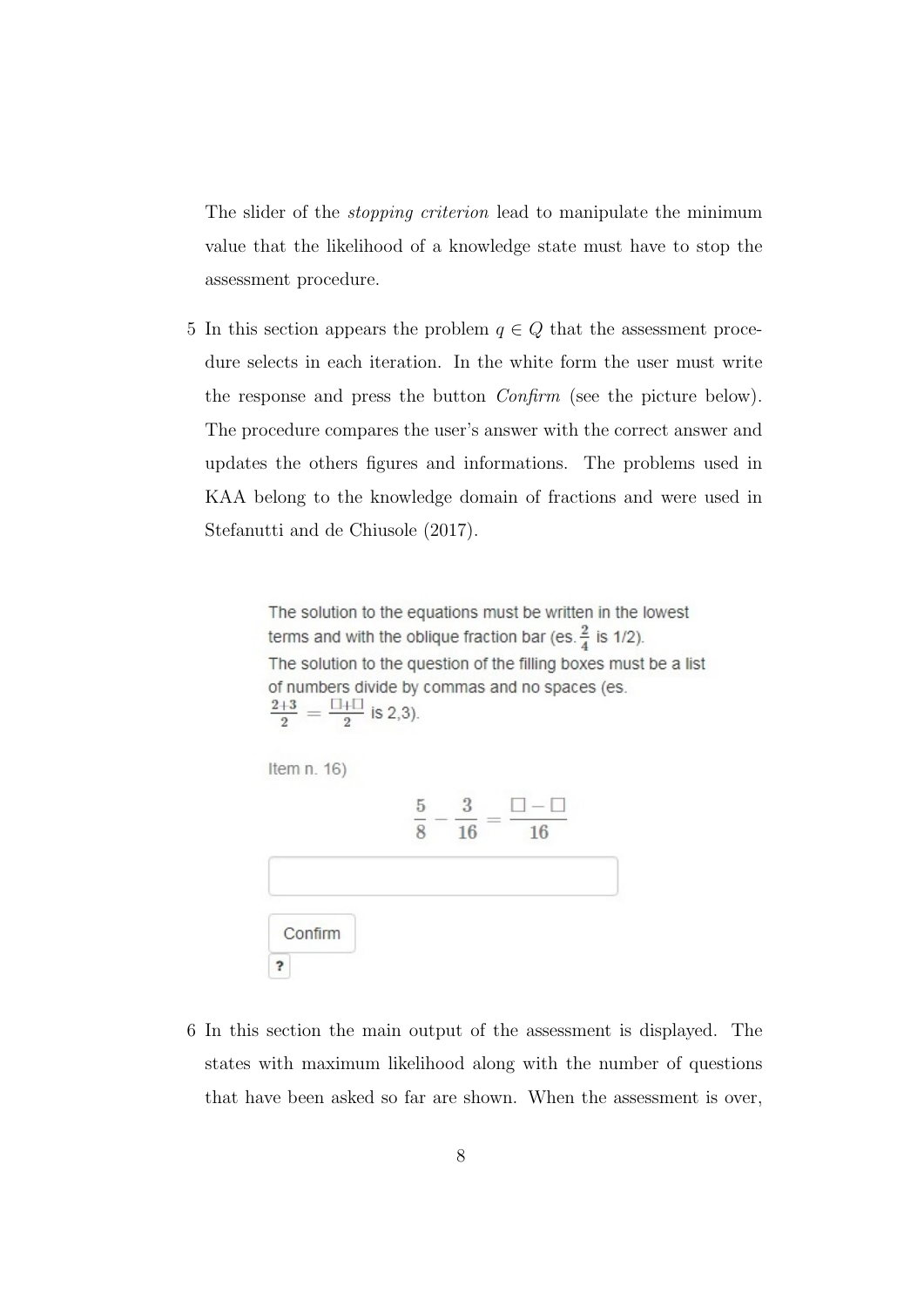The slider of the *stopping criterion* lead to manipulate the minimum value that the likelihood of a knowledge state must have to stop the assessment procedure.

5 In this section appears the problem $q \in Q$ that the assessment procedure selects in each iteration. In the white form the user must write the response and press the button *Confirm* (see the picture below). The procedure compares the user's answer with the correct answer and updates the others figures and informations. The problems used in KAA belong to the knowledge domain of fractions and were used in Stefanutti and de Chiusole (2017).

The solution to the equations must be written in the lowest terms and with the oblique fraction bar (es. $\frac{2}{4}$ is 1/2).
The solution to the question of the filling boxes must be a list of numbers divide by commas and no spaces (es. $\frac{2+3}{2} = \frac{\square+\square}{2}$ is 2,3).

Item n. 16)

$$\frac{5}{8} - \frac{3}{16} = \frac{\square - \square}{16}$$

Confirm

?

6 In this section the main output of the assessment is displayed. The states with maximum likelihood along with the number of questions that have been asked so far are shown. When the assessment is over,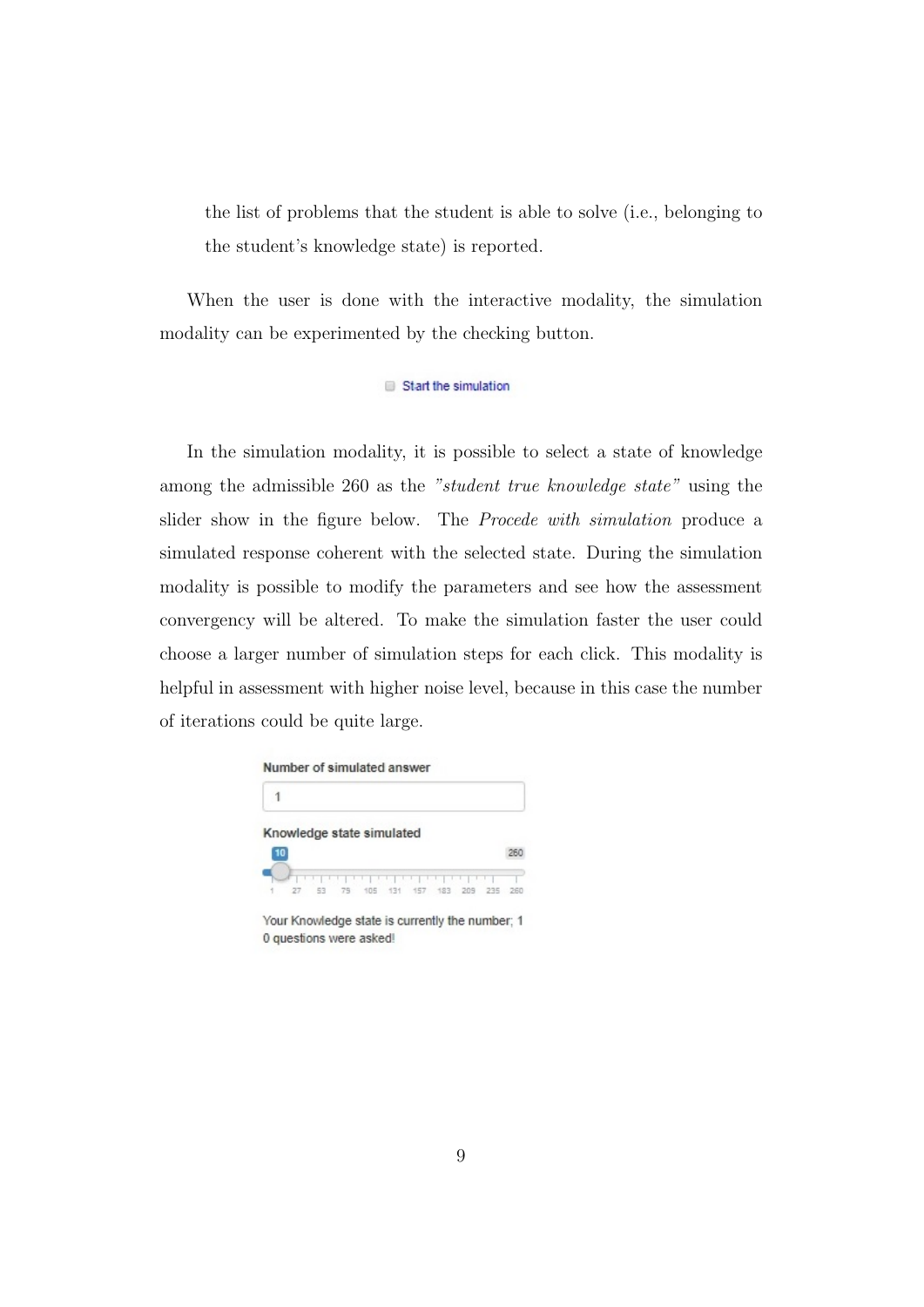the list of problems that the student is able to solve (i.e., belonging to the student's knowledge state) is reported.

When the user is done with the interactive modality, the simulation modality can be experimented by the checking button.

Start the simulation

In the simulation modality, it is possible to select a state of knowledge among the admissible 260 as the *"student true knowledge state"* using the slider show in the figure below. The *Procede with simulation* produce a simulated response coherent with the selected state. During the simulation modality is possible to modify the parameters and see how the assessment convergency will be altered. To make the simulation faster the user could choose a larger number of simulation steps for each click. This modality is helpful in assessment with higher noise level, because in this case the number of iterations could be quite large.

Number of simulated answer

1

Knowledge state simulated

10 260

1 27 53 79 105 131 157 183 209 235 260

Your Knowledge state is currently the number; 1
0 questions were asked!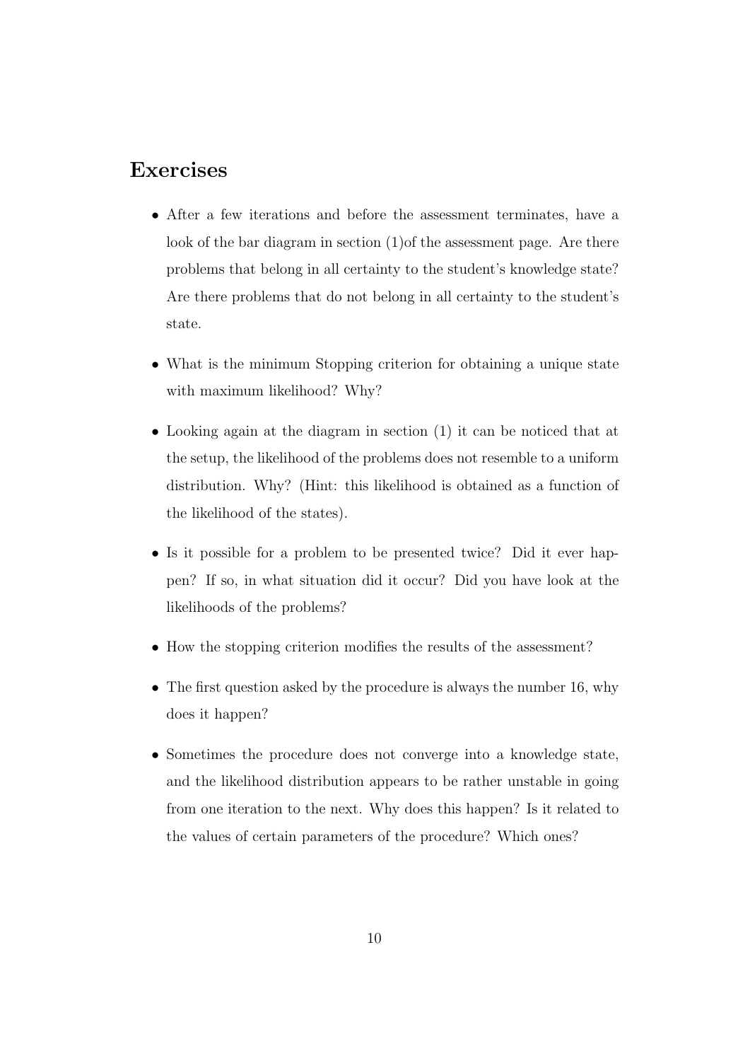## Exercises

- After a few iterations and before the assessment terminates, have a look of the bar diagram in section (1)of the assessment page. Are there problems that belong in all certainty to the student's knowledge state? Are there problems that do not belong in all certainty to the student's state.
- What is the minimum Stopping criterion for obtaining a unique state with maximum likelihood? Why?
- Looking again at the diagram in section (1) it can be noticed that at the setup, the likelihood of the problems does not resemble to a uniform distribution. Why? (Hint: this likelihood is obtained as a function of the likelihood of the states).
- Is it possible for a problem to be presented twice? Did it ever happen? If so, in what situation did it occur? Did you have look at the likelihoods of the problems?
- How the stopping criterion modifies the results of the assessment?
- The first question asked by the procedure is always the number 16, why does it happen?
- Sometimes the procedure does not converge into a knowledge state, and the likelihood distribution appears to be rather unstable in going from one iteration to the next. Why does this happen? Is it related to the values of certain parameters of the procedure? Which ones?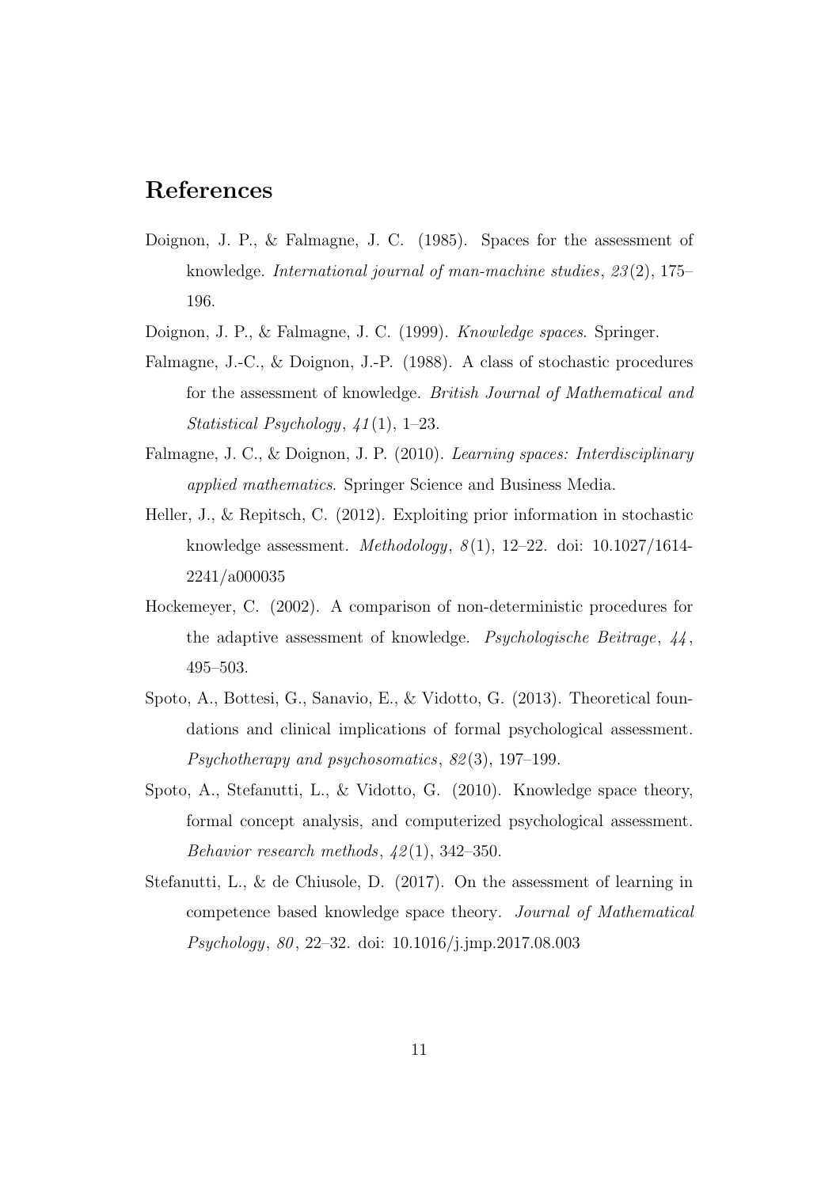# References

Doignon, J. P., & Falmagne, J. C. (1985). Spaces for the assessment of knowledge. *International journal of man-machine studies*, *23*(2), 175–196.

Doignon, J. P., & Falmagne, J. C. (1999). *Knowledge spaces*. Springer.

Falmagne, J.-C., & Doignon, J.-P. (1988). A class of stochastic procedures for the assessment of knowledge. *British Journal of Mathematical and Statistical Psychology*, *41*(1), 1–23.

Falmagne, J. C., & Doignon, J. P. (2010). *Learning spaces: Interdisciplinary applied mathematics*. Springer Science and Business Media.

Heller, J., & Repitsch, C. (2012). Exploiting prior information in stochastic knowledge assessment. *Methodology*, *8*(1), 12–22. doi: 10.1027/1614-2241/a000035

Hockemeyer, C. (2002). A comparison of non-deterministic procedures for the adaptive assessment of knowledge. *Psychologische Beitrage*, *44*, 495–503.

Spoto, A., Bottesi, G., Sanavio, E., & Vidotto, G. (2013). Theoretical foundations and clinical implications of formal psychological assessment. *Psychotherapy and psychosomatics*, *82*(3), 197–199.

Spoto, A., Stefanutti, L., & Vidotto, G. (2010). Knowledge space theory, formal concept analysis, and computerized psychological assessment. *Behavior research methods*, *42*(1), 342–350.

Stefanutti, L., & de Chiusole, D. (2017). On the assessment of learning in competence based knowledge space theory. *Journal of Mathematical Psychology*, *80*, 22–32. doi: 10.1016/j.jmp.2017.08.003